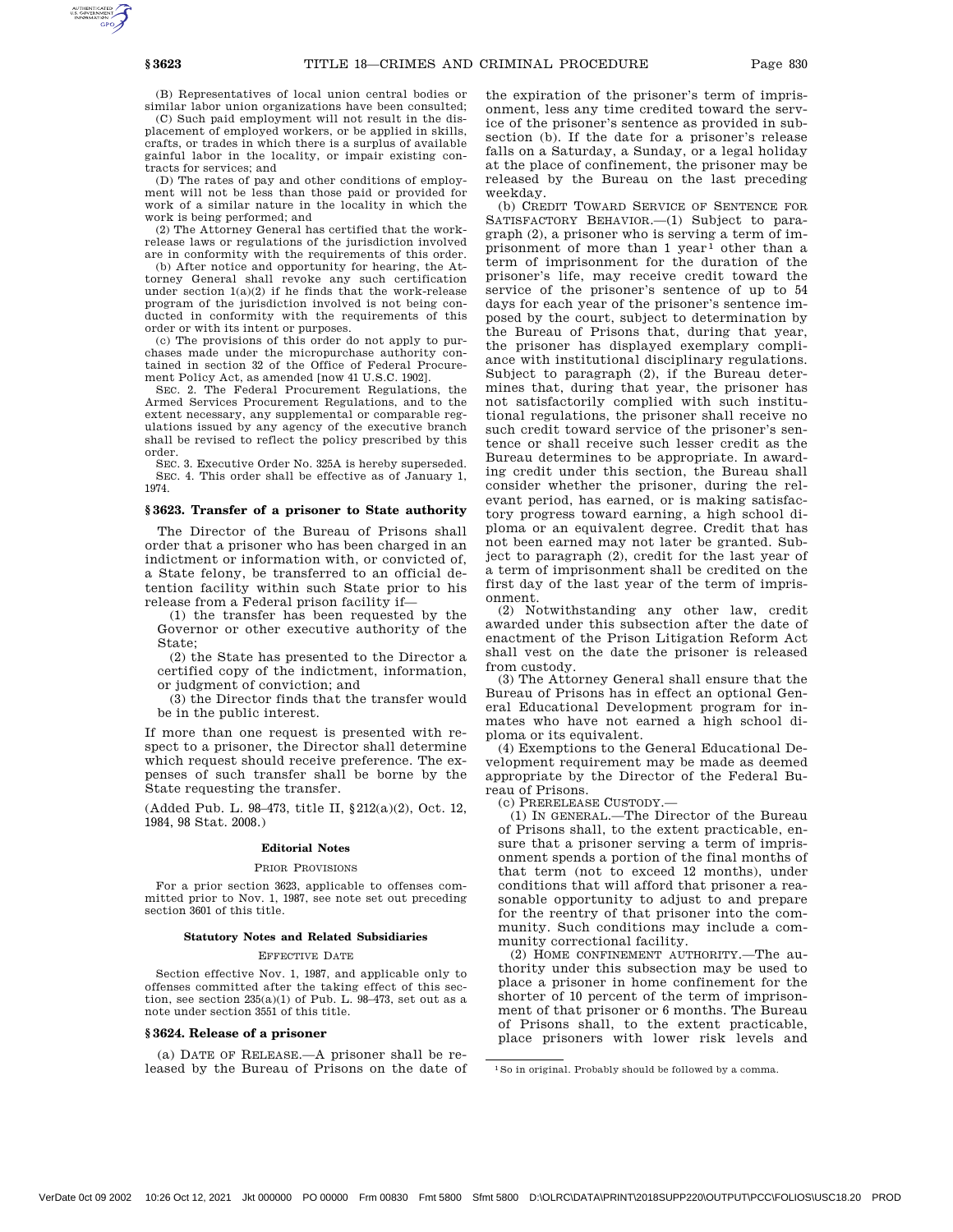(B) Representatives of local union central bodies or similar labor union organizations have been consulted;

(C) Such paid employment will not result in the displacement of employed workers, or be applied in skills, crafts, or trades in which there is a surplus of available gainful labor in the locality, or impair existing contracts for services; and

(D) The rates of pay and other conditions of employment will not be less than those paid or provided for work of a similar nature in the locality in which the work is being performed; and

(2) The Attorney General has certified that the work-release laws or regulations of the jurisdiction involved are in conformity with the requirements of this order.

(b) After notice and opportunity for hearing, the Attorney General shall revoke any such certification under section 1(a)(2) if he finds that the work-release program of the jurisdiction involved is not being conducted in conformity with the requirements of this order or with its intent or purposes.

(c) The provisions of this order do not apply to purchases made under the micropurchase authority contained in section 32 of the Office of Federal Procurement Policy Act, as amended [now 41 U.S.C. 1902].

SEC. 2. The Federal Procurement Regulations, the Armed Services Procurement Regulations, and to the extent necessary, any supplemental or comparable regulations issued by any agency of the executive branch shall be revised to reflect the policy prescribed by this order.

SEC. 3. Executive Order No. 325A is hereby superseded.

SEC. 4. This order shall be effective as of January 1, 1974.

## § 3623. Transfer of a prisoner to State authority

The Director of the Bureau of Prisons shall order that a prisoner who has been charged in an indictment or information with, or convicted of, a State felony, be transferred to an official detention facility within such State prior to his release from a Federal prison facility if—

(1) the transfer has been requested by the Governor or other executive authority of the State;

(2) the State has presented to the Director a certified copy of the indictment, information, or judgment of conviction; and

(3) the Director finds that the transfer would be in the public interest.

If more than one request is presented with respect to a prisoner, the Director shall determine which request should receive preference. The expenses of such transfer shall be borne by the State requesting the transfer.

(Added Pub. L. 98–473, title II, §212(a)(2), Oct. 12, 1984, 98 Stat. 2008.)

#### Editorial Notes

PRIOR PROVISIONS

For a prior section 3623, applicable to offenses committed prior to Nov. 1, 1987, see note set out preceding section 3601 of this title.

#### Statutory Notes and Related Subsidiaries

EFFECTIVE DATE

Section effective Nov. 1, 1987, and applicable only to offenses committed after the taking effect of this section, see section 235(a)(1) of Pub. L. 98–473, set out as a note under section 3551 of this title.

## § 3624. Release of a prisoner

(a) DATE OF RELEASE.—A prisoner shall be released by the Bureau of Prisons on the date of the expiration of the prisoner's term of imprisonment, less any time credited toward the service of the prisoner's sentence as provided in subsection (b). If the date for a prisoner's release falls on a Saturday, a Sunday, or a legal holiday at the place of confinement, the prisoner may be released by the Bureau on the last preceding weekday.

(b) CREDIT TOWARD SERVICE OF SENTENCE FOR SATISFACTORY BEHAVIOR.—(1) Subject to paragraph (2), a prisoner who is serving a term of imprisonment of more than 1 year[1] other than a term of imprisonment for the duration of the prisoner's life, may receive credit toward the service of the prisoner's sentence of up to 54 days for each year of the prisoner's sentence imposed by the court, subject to determination by the Bureau of Prisons that, during that year, the prisoner has displayed exemplary compliance with institutional disciplinary regulations. Subject to paragraph (2), if the Bureau determines that, during that year, the prisoner has not satisfactorily complied with such institutional regulations, the prisoner shall receive no such credit toward service of the prisoner's sentence or shall receive such lesser credit as the Bureau determines to be appropriate. In awarding credit under this section, the Bureau shall consider whether the prisoner, during the relevant period, has earned, or is making satisfactory progress toward earning, a high school diploma or an equivalent degree. Credit that has not been earned may not later be granted. Subject to paragraph (2), credit for the last year of a term of imprisonment shall be credited on the first day of the last year of the term of imprisonment.

(2) Notwithstanding any other law, credit awarded under this subsection after the date of enactment of the Prison Litigation Reform Act shall vest on the date the prisoner is released from custody.

(3) The Attorney General shall ensure that the Bureau of Prisons has in effect an optional General Educational Development program for inmates who have not earned a high school diploma or its equivalent.

(4) Exemptions to the General Educational Development requirement may be made as deemed appropriate by the Director of the Federal Bureau of Prisons.

(c) PRERELEASE CUSTODY.—

(1) IN GENERAL.—The Director of the Bureau of Prisons shall, to the extent practicable, ensure that a prisoner serving a term of imprisonment spends a portion of the final months of that term (not to exceed 12 months), under conditions that will afford that prisoner a reasonable opportunity to adjust to and prepare for the reentry of that prisoner into the community. Such conditions may include a community correctional facility.

(2) HOME CONFINEMENT AUTHORITY.—The authority under this subsection may be used to place a prisoner in home confinement for the shorter of 10 percent of the term of imprisonment of that prisoner or 6 months. The Bureau of Prisons shall, to the extent practicable, place prisoners with lower risk levels and

[1] So in original. Probably should be followed by a comma.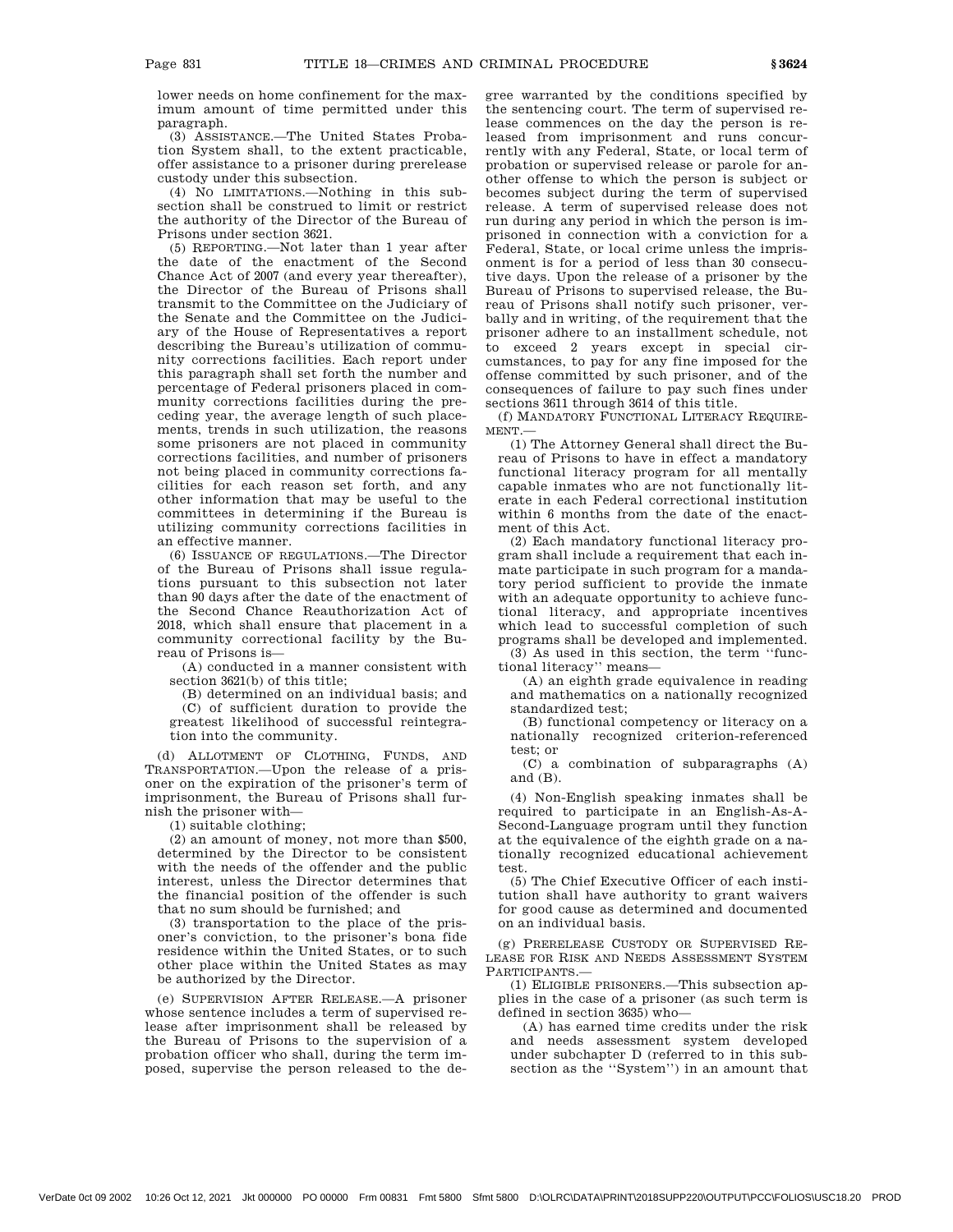lower needs on home confinement for the maximum amount of time permitted under this paragraph.

(3) ASSISTANCE.—The United States Probation System shall, to the extent practicable, offer assistance to a prisoner during prerelease custody under this subsection.

(4) NO LIMITATIONS.—Nothing in this subsection shall be construed to limit or restrict the authority of the Director of the Bureau of Prisons under section 3621.

(5) REPORTING.—Not later than 1 year after the date of the enactment of the Second Chance Act of 2007 (and every year thereafter), the Director of the Bureau of Prisons shall transmit to the Committee on the Judiciary of the Senate and the Committee on the Judiciary of the House of Representatives a report describing the Bureau's utilization of community corrections facilities. Each report under this paragraph shall set forth the number and percentage of Federal prisoners placed in community corrections facilities during the preceding year, the average length of such placements, trends in such utilization, the reasons some prisoners are not placed in community corrections facilities, and number of prisoners not being placed in community corrections facilities for each reason set forth, and any other information that may be useful to the committees in determining if the Bureau is utilizing community corrections facilities in an effective manner.

(6) ISSUANCE OF REGULATIONS.—The Director of the Bureau of Prisons shall issue regulations pursuant to this subsection not later than 90 days after the date of the enactment of the Second Chance Reauthorization Act of 2018, which shall ensure that placement in a community correctional facility by the Bureau of Prisons is—

(A) conducted in a manner consistent with section 3621(b) of this title;

(B) determined on an individual basis; and

(C) of sufficient duration to provide the greatest likelihood of successful reintegration into the community.

(d) ALLOTMENT OF CLOTHING, FUNDS, AND TRANSPORTATION.—Upon the release of a prisoner on the expiration of the prisoner's term of imprisonment, the Bureau of Prisons shall furnish the prisoner with—

(1) suitable clothing;

(2) an amount of money, not more than $500, determined by the Director to be consistent with the needs of the offender and the public interest, unless the Director determines that the financial position of the offender is such that no sum should be furnished; and

(3) transportation to the place of the prisoner's conviction, to the prisoner's bona fide residence within the United States, or to such other place within the United States as may be authorized by the Director.

(e) SUPERVISION AFTER RELEASE.—A prisoner whose sentence includes a term of supervised release after imprisonment shall be released by the Bureau of Prisons to the supervision of a probation officer who shall, during the term imposed, supervise the person released to the degree warranted by the conditions specified by the sentencing court. The term of supervised release commences on the day the person is released from imprisonment and runs concurrently with any Federal, State, or local term of probation or supervised release or parole for another offense to which the person is subject or becomes subject during the term of supervised release. A term of supervised release does not run during any period in which the person is imprisoned in connection with a conviction for a Federal, State, or local crime unless the imprisonment is for a period of less than 30 consecutive days. Upon the release of a prisoner by the Bureau of Prisons to supervised release, the Bureau of Prisons shall notify such prisoner, verbally and in writing, of the requirement that the prisoner adhere to an installment schedule, not to exceed 2 years except in special circumstances, to pay for any fine imposed for the offense committed by such prisoner, and of the consequences of failure to pay such fines under sections 3611 through 3614 of this title.

(f) MANDATORY FUNCTIONAL LITERACY REQUIREMENT.—

(1) The Attorney General shall direct the Bureau of Prisons to have in effect a mandatory functional literacy program for all mentally capable inmates who are not functionally literate in each Federal correctional institution within 6 months from the date of the enactment of this Act.

(2) Each mandatory functional literacy program shall include a requirement that each inmate participate in such program for a mandatory period sufficient to provide the inmate with an adequate opportunity to achieve functional literacy, and appropriate incentives which lead to successful completion of such programs shall be developed and implemented.

(3) As used in this section, the term "functional literacy" means—

(A) an eighth grade equivalence in reading and mathematics on a nationally recognized standardized test;

(B) functional competency or literacy on a nationally recognized criterion-referenced test; or

(C) a combination of subparagraphs (A) and (B).

(4) Non-English speaking inmates shall be required to participate in an English-As-A-Second-Language program until they function at the equivalence of the eighth grade on a nationally recognized educational achievement test.

(5) The Chief Executive Officer of each institution shall have authority to grant waivers for good cause as determined and documented on an individual basis.

(g) PRERELEASE CUSTODY OR SUPERVISED RELEASE FOR RISK AND NEEDS ASSESSMENT SYSTEM PARTICIPANTS.—

(1) ELIGIBLE PRISONERS.—This subsection applies in the case of a prisoner (as such term is defined in section 3635) who—

(A) has earned time credits under the risk and needs assessment system developed under subchapter D (referred to in this subsection as the "System") in an amount that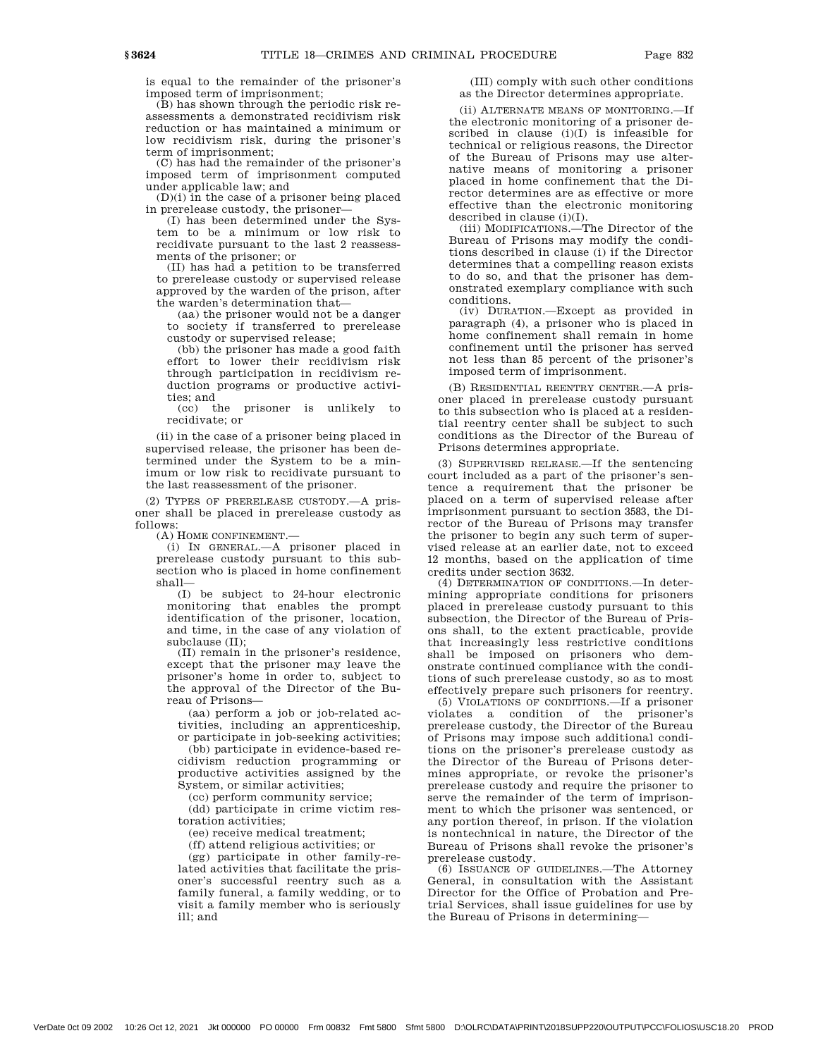is equal to the remainder of the prisoner's imposed term of imprisonment;

(B) has shown through the periodic risk reassessments a demonstrated recidivism risk reduction or has maintained a minimum or low recidivism risk, during the prisoner's term of imprisonment;

(C) has had the remainder of the prisoner's imposed term of imprisonment computed under applicable law; and

(D)(i) in the case of a prisoner being placed in prerelease custody, the prisoner—

(I) has been determined under the System to be a minimum or low risk to recidivate pursuant to the last 2 reassessments of the prisoner; or

(II) has had a petition to be transferred to prerelease custody or supervised release approved by the warden of the prison, after the warden's determination that—

(aa) the prisoner would not be a danger to society if transferred to prerelease custody or supervised release;

(bb) the prisoner has made a good faith effort to lower their recidivism risk through participation in recidivism reduction programs or productive activities; and

(cc) the prisoner is unlikely to recidivate; or

(ii) in the case of a prisoner being placed in supervised release, the prisoner has been determined under the System to be a minimum or low risk to recidivate pursuant to the last reassessment of the prisoner.

(2) TYPES OF PRERELEASE CUSTODY.—A prisoner shall be placed in prerelease custody as follows:

(A) HOME CONFINEMENT.—

(i) IN GENERAL.—A prisoner placed in prerelease custody pursuant to this subsection who is placed in home confinement shall—

(I) be subject to 24-hour electronic monitoring that enables the prompt identification of the prisoner, location, and time, in the case of any violation of subclause (II);

(II) remain in the prisoner's residence, except that the prisoner may leave the prisoner's home in order to, subject to the approval of the Director of the Bureau of Prisons—

(aa) perform a job or job-related activities, including an apprenticeship, or participate in job-seeking activities;

(bb) participate in evidence-based recidivism reduction programming or productive activities assigned by the System, or similar activities;

(cc) perform community service;

(dd) participate in crime victim restoration activities;

(ee) receive medical treatment;

(ff) attend religious activities; or

(gg) participate in other family-related activities that facilitate the prisoner's successful reentry such as a family funeral, a family wedding, or to visit a family member who is seriously ill; and

(III) comply with such other conditions as the Director determines appropriate.

(ii) ALTERNATE MEANS OF MONITORING.—If the electronic monitoring of a prisoner described in clause (i)(I) is infeasible for technical or religious reasons, the Director of the Bureau of Prisons may use alternative means of monitoring a prisoner placed in home confinement that the Director determines are as effective or more effective than the electronic monitoring described in clause (i)(I).

(iii) MODIFICATIONS.—The Director of the Bureau of Prisons may modify the conditions described in clause (i) if the Director determines that a compelling reason exists to do so, and that the prisoner has demonstrated exemplary compliance with such conditions.

(iv) DURATION.—Except as provided in paragraph (4), a prisoner who is placed in home confinement shall remain in home confinement until the prisoner has served not less than 85 percent of the prisoner's imposed term of imprisonment.

(B) RESIDENTIAL REENTRY CENTER.—A prisoner placed in prerelease custody pursuant to this subsection who is placed at a residential reentry center shall be subject to such conditions as the Director of the Bureau of Prisons determines appropriate.

(3) SUPERVISED RELEASE.—If the sentencing court included as a part of the prisoner's sentence a requirement that the prisoner be placed on a term of supervised release after imprisonment pursuant to section 3583, the Director of the Bureau of Prisons may transfer the prisoner to begin any such term of supervised release at an earlier date, not to exceed 12 months, based on the application of time credits under section 3632.

(4) DETERMINATION OF CONDITIONS.—In determining appropriate conditions for prisoners placed in prerelease custody pursuant to this subsection, the Director of the Bureau of Prisons shall, to the extent practicable, provide that increasingly less restrictive conditions shall be imposed on prisoners who demonstrate continued compliance with the conditions of such prerelease custody, so as to most effectively prepare such prisoners for reentry.

(5) VIOLATIONS OF CONDITIONS.—If a prisoner violates a condition of the prisoner's prerelease custody, the Director of the Bureau of Prisons may impose such additional conditions on the prisoner's prerelease custody as the Director of the Bureau of Prisons determines appropriate, or revoke the prisoner's prerelease custody and require the prisoner to serve the remainder of the term of imprisonment to which the prisoner was sentenced, or any portion thereof, in prison. If the violation is nontechnical in nature, the Director of the Bureau of Prisons shall revoke the prisoner's prerelease custody.

(6) ISSUANCE OF GUIDELINES.—The Attorney General, in consultation with the Assistant Director for the Office of Probation and Pretrial Services, shall issue guidelines for use by the Bureau of Prisons in determining—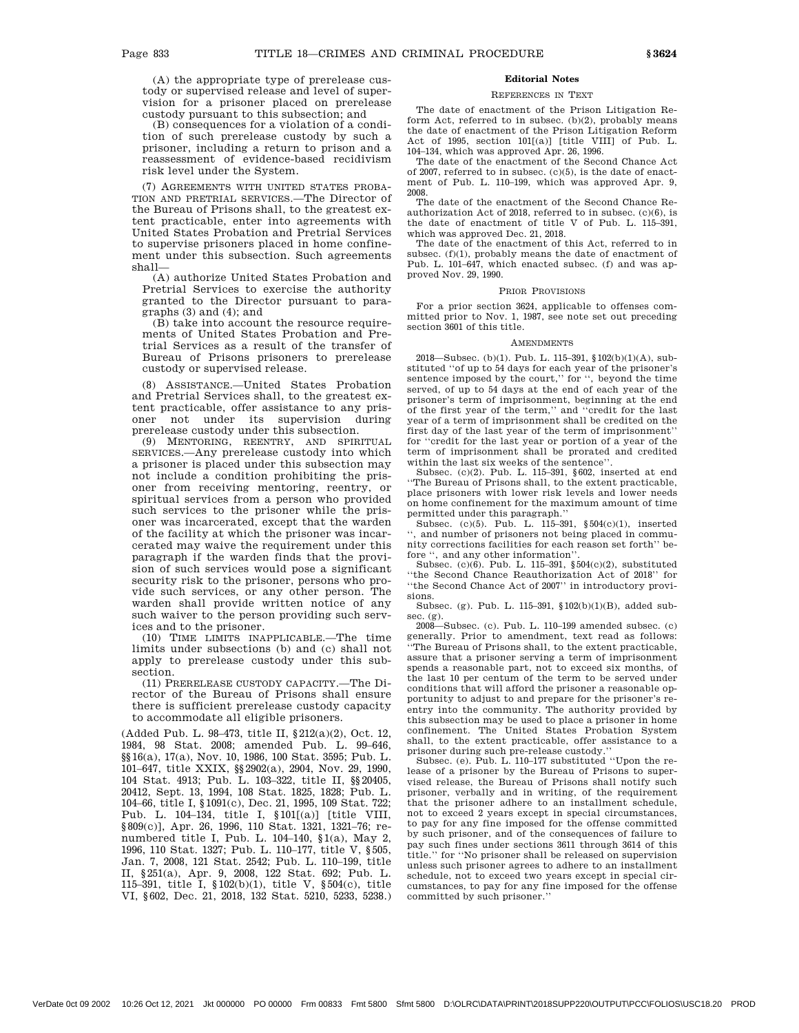(A) the appropriate type of prerelease custody or supervised release and level of supervision for a prisoner placed on prerelease custody pursuant to this subsection; and

(B) consequences for a violation of a condition of such prerelease custody by such a prisoner, including a return to prison and a reassessment of evidence-based recidivism risk level under the System.

(7) AGREEMENTS WITH UNITED STATES PROBATION AND PRETRIAL SERVICES.—The Director of the Bureau of Prisons shall, to the greatest extent practicable, enter into agreements with United States Probation and Pretrial Services to supervise prisoners placed in home confinement under this subsection. Such agreements shall—

(A) authorize United States Probation and Pretrial Services to exercise the authority granted to the Director pursuant to paragraphs (3) and (4); and

(B) take into account the resource requirements of United States Probation and Pretrial Services as a result of the transfer of Bureau of Prisons prisoners to prerelease custody or supervised release.

(8) ASSISTANCE.—United States Probation and Pretrial Services shall, to the greatest extent practicable, offer assistance to any prisoner not under its supervision during prerelease custody under this subsection.

(9) MENTORING, REENTRY, AND SPIRITUAL SERVICES.—Any prerelease custody into which a prisoner is placed under this subsection may not include a condition prohibiting the prisoner from receiving mentoring, reentry, or spiritual services from a person who provided such services to the prisoner while the prisoner was incarcerated, except that the warden of the facility at which the prisoner was incarcerated may waive the requirement under this paragraph if the warden finds that the provision of such services would pose a significant security risk to the prisoner, persons who provide such services, or any other person. The warden shall provide written notice of any such waiver to the person providing such services and to the prisoner.

(10) TIME LIMITS INAPPLICABLE.—The time limits under subsections (b) and (c) shall not apply to prerelease custody under this subsection.

(11) PRERELEASE CUSTODY CAPACITY.—The Director of the Bureau of Prisons shall ensure there is sufficient prerelease custody capacity to accommodate all eligible prisoners.

(Added Pub. L. 98–473, title II, §212(a)(2), Oct. 12, 1984, 98 Stat. 2008; amended Pub. L. 99–646, §§16(a), 17(a), Nov. 10, 1986, 100 Stat. 3595; Pub. L. 101–647, title XXIX, §§2902(a), 2904, Nov. 29, 1990, 104 Stat. 4913; Pub. L. 103–322, title II, §§20405, 20412, Sept. 13, 1994, 108 Stat. 1825, 1828; Pub. L. 104–66, title I, §1091(c), Dec. 21, 1995, 109 Stat. 722; Pub. L. 104–134, title I, §101[(a)] [title VIII, §809(c)], Apr. 26, 1996, 110 Stat. 1321, 1321–76; renumbered title I, Pub. L. 104–140, §1(a), May 2, 1996, 110 Stat. 1327; Pub. L. 110–177, title V, §505, Jan. 7, 2008, 121 Stat. 2542; Pub. L. 110–199, title II, §251(a), Apr. 9, 2008, 122 Stat. 692; Pub. L. 115–391, title I, §102(b)(1), title V, §504(c), title VI, §602, Dec. 21, 2018, 132 Stat. 5210, 5233, 5238.)

## Editorial Notes

### REFERENCES IN TEXT

The date of enactment of the Prison Litigation Reform Act, referred to in subsec. (b)(2), probably means the date of enactment of the Prison Litigation Reform Act of 1995, section 101[(a)] [title VIII] of Pub. L. 104–134, which was approved Apr. 26, 1996.

The date of the enactment of the Second Chance Act of 2007, referred to in subsec. (c)(5), is the date of enactment of Pub. L. 110–199, which was approved Apr. 9, 2008.

The date of the enactment of the Second Chance Reauthorization Act of 2018, referred to in subsec. (c)(6), is the date of enactment of title V of Pub. L. 115–391, which was approved Dec. 21, 2018.

The date of the enactment of this Act, referred to in subsec. (f)(1), probably means the date of enactment of Pub. L. 101–647, which enacted subsec. (f) and was approved Nov. 29, 1990.

### PRIOR PROVISIONS

For a prior section 3624, applicable to offenses committed prior to Nov. 1, 1987, see note set out preceding section 3601 of this title.

### AMENDMENTS

2018—Subsec. (b)(1). Pub. L. 115–391, §102(b)(1)(A), substituted "of up to 54 days for each year of the prisoner's sentence imposed by the court," for ", beyond the time served, of up to 54 days at the end of each year of the prisoner's term of imprisonment, beginning at the end of the first year of the term," and "credit for the last year of a term of imprisonment shall be credited on the first day of the last year of the term of imprisonment" for "credit for the last year or portion of a year of the term of imprisonment shall be prorated and credited within the last six weeks of the sentence".

Subsec. (c)(2). Pub. L. 115–391, §602, inserted at end "The Bureau of Prisons shall, to the extent practicable, place prisoners with lower risk levels and lower needs on home confinement for the maximum amount of time permitted under this paragraph."

Subsec. (c)(5). Pub. L. 115–391, §504(c)(1), inserted ", and number of prisoners not being placed in community corrections facilities for each reason set forth" before ", and any other information".

Subsec. (c)(6). Pub. L. 115–391, §504(c)(2), substituted "the Second Chance Reauthorization Act of 2018" for "the Second Chance Act of 2007" in introductory provisions.

Subsec. (g). Pub. L. 115–391, §102(b)(1)(B), added subsec. (g).

2008—Subsec. (c). Pub. L. 110–199 amended subsec. (c) generally. Prior to amendment, text read as follows: "The Bureau of Prisons shall, to the extent practicable, assure that a prisoner serving a term of imprisonment spends a reasonable part, not to exceed six months, of the last 10 per centum of the term to be served under conditions that will afford the prisoner a reasonable opportunity to adjust to and prepare for the prisoner's re-entry into the community. The authority provided by this subsection may be used to place a prisoner in home confinement. The United States Probation System shall, to the extent practicable, offer assistance to a prisoner during such pre-release custody."

Subsec. (e). Pub. L. 110–177 substituted "Upon the release of a prisoner by the Bureau of Prisons to supervised release, the Bureau of Prisons shall notify such prisoner, verbally and in writing, of the requirement that the prisoner adhere to an installment schedule, not to exceed 2 years except in special circumstances, to pay for any fine imposed for the offense committed by such prisoner, and of the consequences of failure to pay such fines under sections 3611 through 3614 of this title." for "No prisoner shall be released on supervision unless such prisoner agrees to adhere to an installment schedule, not to exceed two years except in special circumstances, to pay for any fine imposed for the offense committed by such prisoner."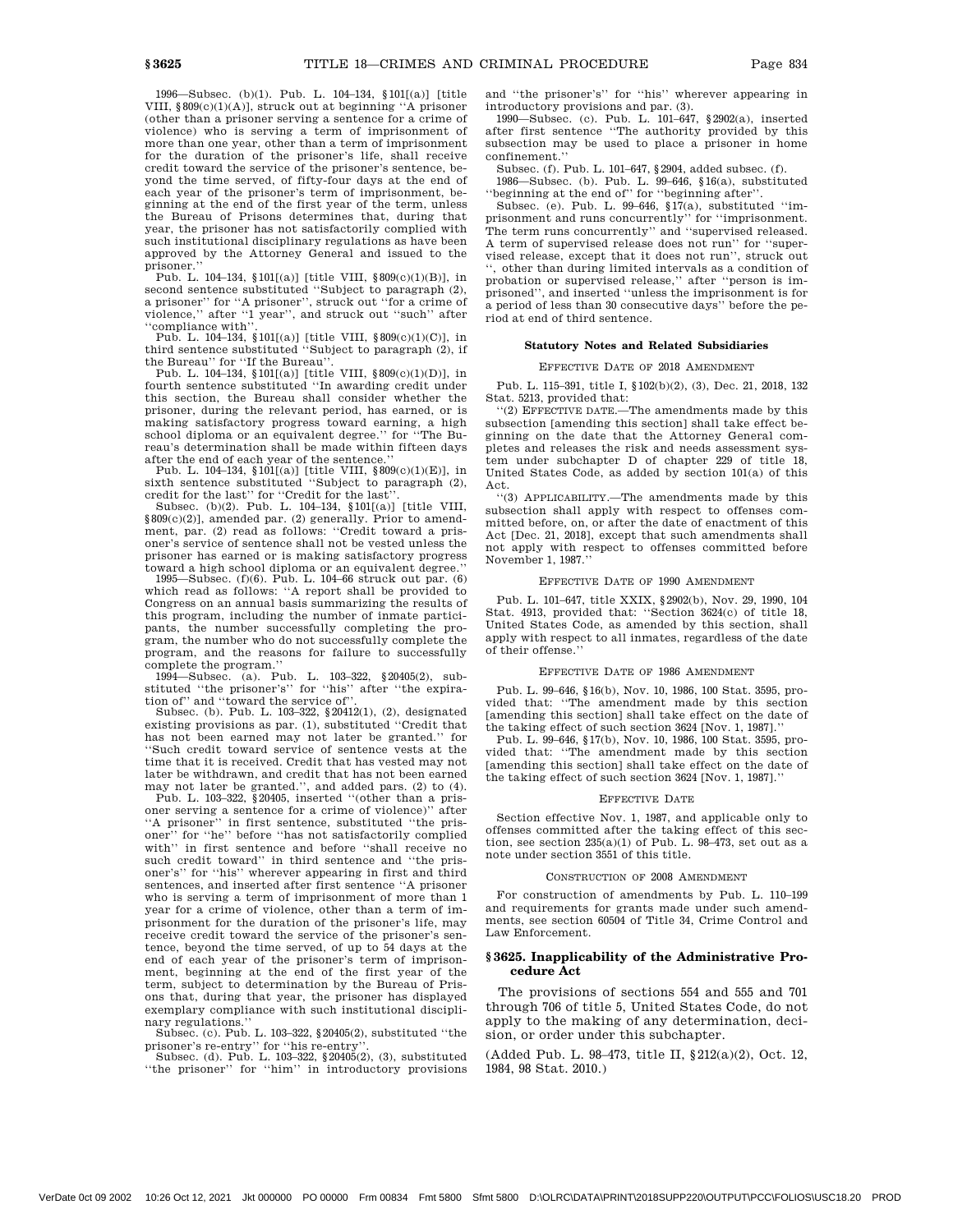1996—Subsec. (b)(1). Pub. L. 104–134, §101[(a)] [title VIII, §809(c)(1)(A)], struck out at beginning ''A prisoner (other than a prisoner serving a sentence for a crime of violence) who is serving a term of imprisonment of more than one year, other than a term of imprisonment for the duration of the prisoner's life, shall receive credit toward the service of the prisoner's sentence, beyond the time served, of fifty-four days at the end of each year of the prisoner's term of imprisonment, beginning at the end of the first year of the term, unless the Bureau of Prisons determines that, during that year, the prisoner has not satisfactorily complied with such institutional disciplinary regulations as have been approved by the Attorney General and issued to the prisoner.''

Pub. L. 104–134, §101[(a)] [title VIII, §809(c)(1)(B)], in second sentence substituted ''Subject to paragraph (2), a prisoner'' for ''A prisoner'', struck out ''for a crime of violence,'' after ''1 year'', and struck out ''such'' after ''compliance with''.

Pub. L. 104–134, §101[(a)] [title VIII, §809(c)(1)(C)], in third sentence substituted ''Subject to paragraph (2), if the Bureau'' for ''If the Bureau''.

Pub. L. 104–134, §101[(a)] [title VIII, §809(c)(1)(D)], in fourth sentence substituted ''In awarding credit under this section, the Bureau shall consider whether the prisoner, during the relevant period, has earned, or is making satisfactory progress toward earning, a high school diploma or an equivalent degree.'' for ''The Bureau's determination shall be made within fifteen days after the end of each year of the sentence.''

Pub. L. 104–134, §101[(a)] [title VIII, §809(c)(1)(E)], in sixth sentence substituted ''Subject to paragraph (2), credit for the last'' for ''Credit for the last''.

Subsec. (b)(2). Pub. L. 104–134, §101[(a)] [title VIII, §809(c)(2)], amended par. (2) generally. Prior to amendment, par. (2) read as follows: ''Credit toward a prisoner's service of sentence shall not be vested unless the prisoner has earned or is making satisfactory progress toward a high school diploma or an equivalent degree.''

1995—Subsec. (f)(6). Pub. L. 104–66 struck out par. (6) which read as follows: ''A report shall be provided to Congress on an annual basis summarizing the results of this program, including the number of inmate participants, the number successfully completing the program, the number who do not successfully complete the program, and the reasons for failure to successfully complete the program.''

1994—Subsec. (a). Pub. L. 103–322, §20405(2), substituted ''the prisoner's'' for ''his'' after ''the expiration of'' and ''toward the service of''.

Subsec. (b). Pub. L. 103–322, §20412(1), (2), designated existing provisions as par. (1), substituted ''Credit that has not been earned may not later be granted.'' for ''Such credit toward service of sentence vests at the time that it is received. Credit that has vested may not later be withdrawn, and credit that has not been earned may not later be granted.'', and added pars. (2) to (4).

Pub. L. 103–322, §20405, inserted ''(other than a prisoner serving a sentence for a crime of violence)'' after ''A prisoner'' in first sentence, substituted ''the prisoner'' for ''he'' before ''has not satisfactorily complied with'' in first sentence and before ''shall receive no such credit toward'' in third sentence and ''the prisoner's'' for ''his'' wherever appearing in first and third sentences, and inserted after first sentence ''A prisoner who is serving a term of imprisonment of more than 1 year for a crime of violence, other than a term of imprisonment for the duration of the prisoner's life, may receive credit toward the service of the prisoner's sentence, beyond the time served, of up to 54 days at the end of each year of the prisoner's term of imprisonment, beginning at the end of the first year of the term, subject to determination by the Bureau of Prisons that, during that year, the prisoner has displayed exemplary compliance with such institutional disciplinary regulations.''

Subsec. (c). Pub. L. 103–322, §20405(2), substituted ''the prisoner's re-entry'' for ''his re-entry''.

Subsec. (d). Pub. L. 103–322, §20405(2), (3), substituted ''the prisoner'' for ''him'' in introductory provisions and ''the prisoner's'' for ''his'' wherever appearing in introductory provisions and par. (3).

1990—Subsec. (c). Pub. L. 101–647, §2902(a), inserted after first sentence ''The authority provided by this subsection may be used to place a prisoner in home confinement.''

Subsec. (f). Pub. L. 101–647, §2904, added subsec. (f).

1986—Subsec. (b). Pub. L. 99–646, §16(a), substituted ''beginning at the end of'' for ''beginning after''.

Subsec. (e). Pub. L. 99–646, §17(a), substituted ''imprisonment and runs concurrently'' for ''imprisonment. The term runs concurrently'' and ''supervised released. A term of supervised release does not run'' for ''supervised release, except that it does not run'', struck out '', other than during limited intervals as a condition of probation or supervised release,'' after ''person is imprisoned'', and inserted ''unless the imprisonment is for a period of less than 30 consecutive days'' before the period at end of third sentence.

#### Statutory Notes and Related Subsidiaries

EFFECTIVE DATE OF 2018 AMENDMENT

Pub. L. 115–391, title I, §102(b)(2), (3), Dec. 21, 2018, 132 Stat. 5213, provided that:

''(2) EFFECTIVE DATE.—The amendments made by this subsection [amending this section] shall take effect beginning on the date that the Attorney General completes and releases the risk and needs assessment system under subchapter D of chapter 229 of title 18, United States Code, as added by section 101(a) of this Act.

''(3) APPLICABILITY.—The amendments made by this subsection shall apply with respect to offenses committed before, on, or after the date of enactment of this Act [Dec. 21, 2018], except that such amendments shall not apply with respect to offenses committed before November 1, 1987.''

EFFECTIVE DATE OF 1990 AMENDMENT

Pub. L. 101–647, title XXIX, §2902(b), Nov. 29, 1990, 104 Stat. 4913, provided that: ''Section 3624(c) of title 18, United States Code, as amended by this section, shall apply with respect to all inmates, regardless of the date of their offense.''

EFFECTIVE DATE OF 1986 AMENDMENT

Pub. L. 99–646, §16(b), Nov. 10, 1986, 100 Stat. 3595, provided that: ''The amendment made by this section [amending this section] shall take effect on the date of the taking effect of such section 3624 [Nov. 1, 1987].''

Pub. L. 99–646, §17(b), Nov. 10, 1986, 100 Stat. 3595, provided that: ''The amendment made by this section [amending this section] shall take effect on the date of the taking effect of such section 3624 [Nov. 1, 1987].''

EFFECTIVE DATE

Section effective Nov. 1, 1987, and applicable only to offenses committed after the taking effect of this section, see section 235(a)(1) of Pub. L. 98–473, set out as a note under section 3551 of this title.

CONSTRUCTION OF 2008 AMENDMENT

For construction of amendments by Pub. L. 110–199 and requirements for grants made under such amendments, see section 60504 of Title 34, Crime Control and Law Enforcement.

### § 3625. Inapplicability of the Administrative Procedure Act

The provisions of sections 554 and 555 and 701 through 706 of title 5, United States Code, do not apply to the making of any determination, decision, or order under this subchapter.

(Added Pub. L. 98–473, title II, §212(a)(2), Oct. 12, 1984, 98 Stat. 2010.)